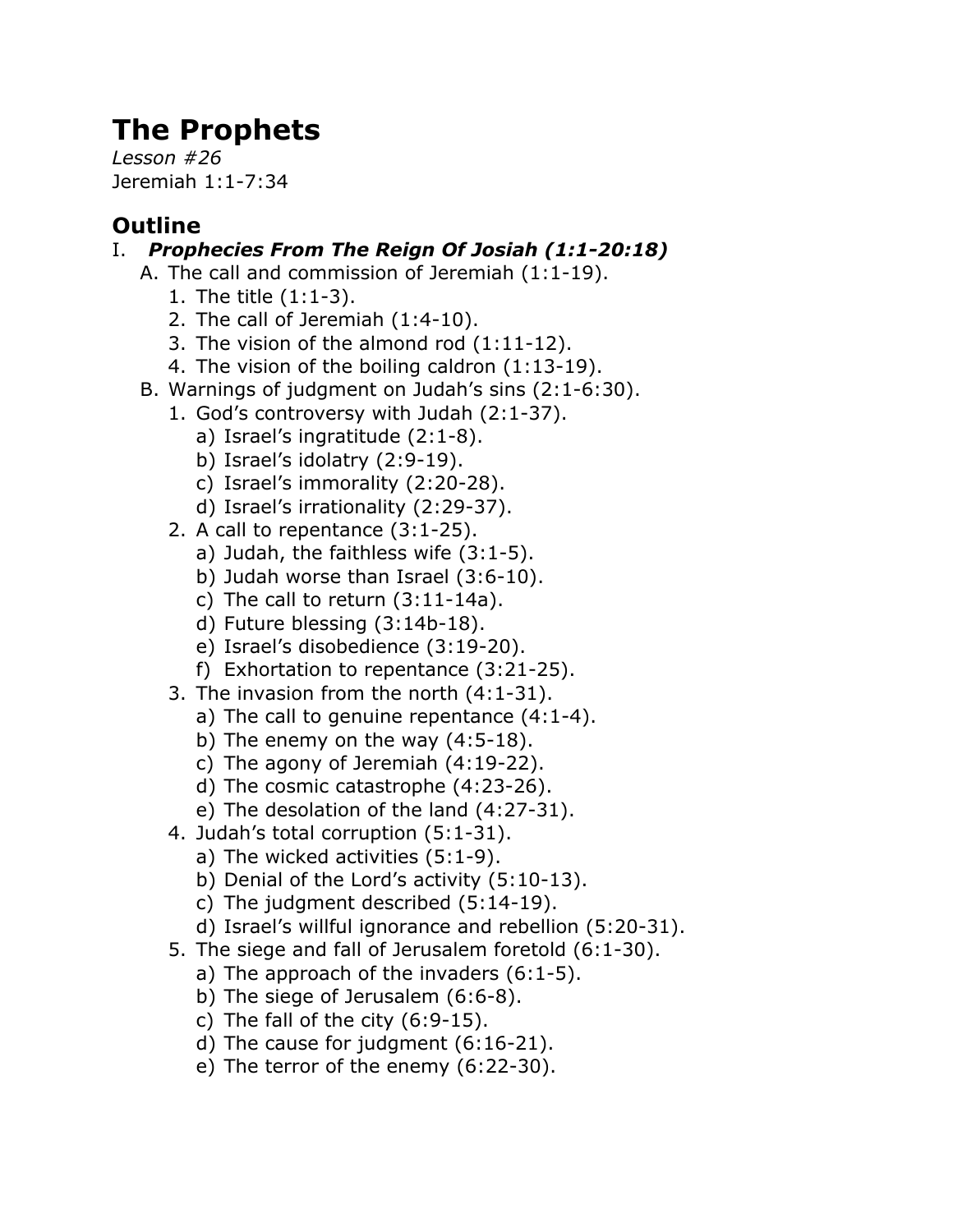# The Prophets

*Lesson #26*

Jeremiah 1:1-7:34

## Outline

I. ***Prophecies From The Reign Of Josiah (1:1-20:18)***
   - A. The call and commission of Jeremiah (1:1-19).
     1. The title (1:1-3).
     2. The call of Jeremiah (1:4-10).
     3. The vision of the almond rod (1:11-12).
     4. The vision of the boiling caldron (1:13-19).
   - B. Warnings of judgment on Judah's sins (2:1-6:30).
     1. God's controversy with Judah (2:1-37).
        - a) Israel's ingratitude (2:1-8).
        - b) Israel's idolatry (2:9-19).
        - c) Israel's immorality (2:20-28).
        - d) Israel's irrationality (2:29-37).
     2. A call to repentance (3:1-25).
        - a) Judah, the faithless wife (3:1-5).
        - b) Judah worse than Israel (3:6-10).
        - c) The call to return (3:11-14a).
        - d) Future blessing (3:14b-18).
        - e) Israel's disobedience (3:19-20).
        - f) Exhortation to repentance (3:21-25).
     3. The invasion from the north (4:1-31).
        - a) The call to genuine repentance (4:1-4).
        - b) The enemy on the way (4:5-18).
        - c) The agony of Jeremiah (4:19-22).
        - d) The cosmic catastrophe (4:23-26).
        - e) The desolation of the land (4:27-31).
     4. Judah's total corruption (5:1-31).
        - a) The wicked activities (5:1-9).
        - b) Denial of the Lord's activity (5:10-13).
        - c) The judgment described (5:14-19).
        - d) Israel's willful ignorance and rebellion (5:20-31).
     5. The siege and fall of Jerusalem foretold (6:1-30).
        - a) The approach of the invaders (6:1-5).
        - b) The siege of Jerusalem (6:6-8).
        - c) The fall of the city (6:9-15).
        - d) The cause for judgment (6:16-21).
        - e) The terror of the enemy (6:22-30).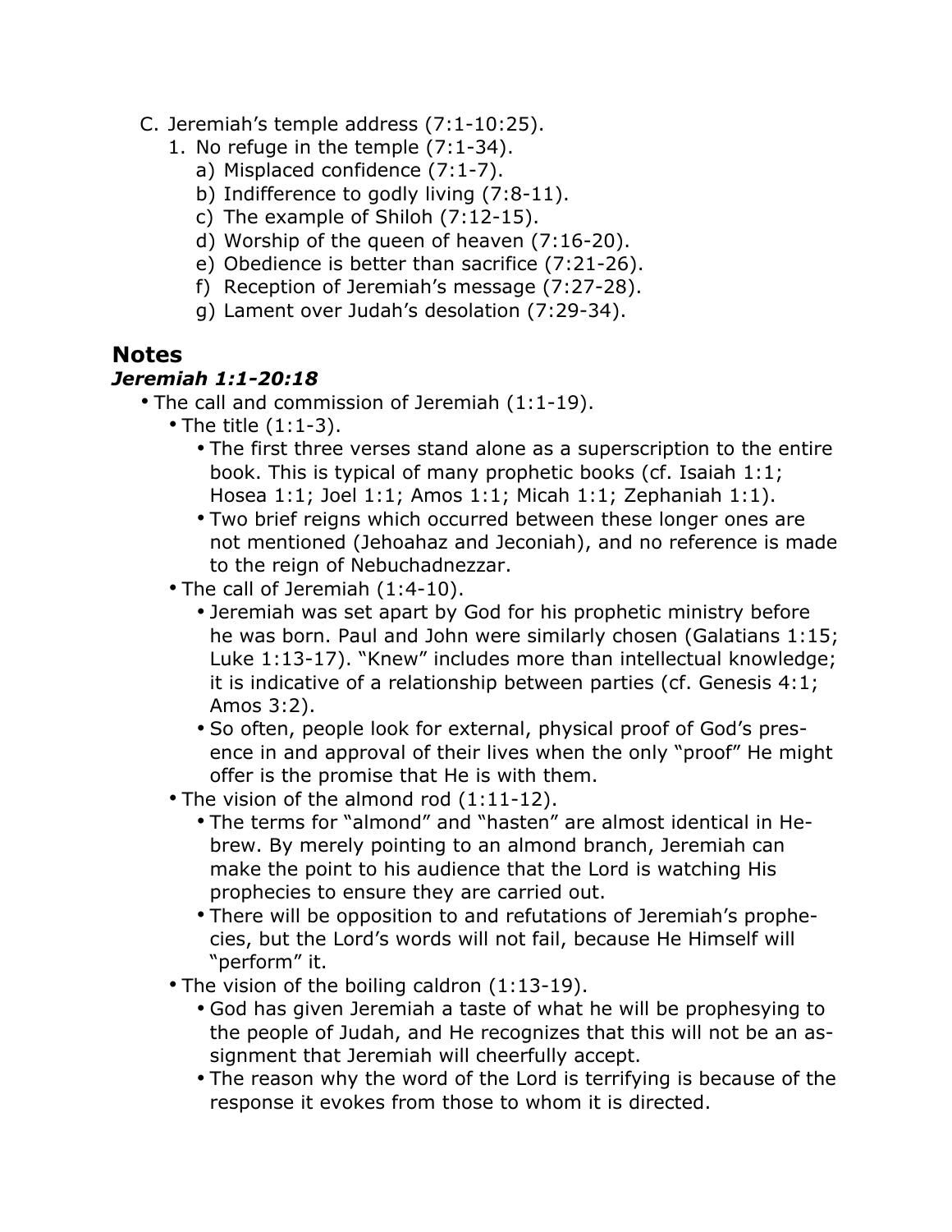C. Jeremiah's temple address (7:1-10:25).
   1. No refuge in the temple (7:1-34).
      a) Misplaced confidence (7:1-7).
      b) Indifference to godly living (7:8-11).
      c) The example of Shiloh (7:12-15).
      d) Worship of the queen of heaven (7:16-20).
      e) Obedience is better than sacrifice (7:21-26).
      f) Reception of Jeremiah's message (7:27-28).
      g) Lament over Judah's desolation (7:29-34).

## Notes

### *Jeremiah 1:1-20:18*

- The call and commission of Jeremiah (1:1-19).
  - The title (1:1-3).
    - The first three verses stand alone as a superscription to the entire book. This is typical of many prophetic books (cf. Isaiah 1:1; Hosea 1:1; Joel 1:1; Amos 1:1; Micah 1:1; Zephaniah 1:1).
    - Two brief reigns which occurred between these longer ones are not mentioned (Jehoahaz and Jeconiah), and no reference is made to the reign of Nebuchadnezzar.
  - The call of Jeremiah (1:4-10).
    - Jeremiah was set apart by God for his prophetic ministry before he was born. Paul and John were similarly chosen (Galatians 1:15; Luke 1:13-17). "Knew" includes more than intellectual knowledge; it is indicative of a relationship between parties (cf. Genesis 4:1; Amos 3:2).
    - So often, people look for external, physical proof of God's presence in and approval of their lives when the only "proof" He might offer is the promise that He is with them.
  - The vision of the almond rod (1:11-12).
    - The terms for "almond" and "hasten" are almost identical in Hebrew. By merely pointing to an almond branch, Jeremiah can make the point to his audience that the Lord is watching His prophecies to ensure they are carried out.
    - There will be opposition to and refutations of Jeremiah's prophecies, but the Lord's words will not fail, because He Himself will "perform" it.
  - The vision of the boiling caldron (1:13-19).
    - God has given Jeremiah a taste of what he will be prophesying to the people of Judah, and He recognizes that this will not be an assignment that Jeremiah will cheerfully accept.
    - The reason why the word of the Lord is terrifying is because of the response it evokes from those to whom it is directed.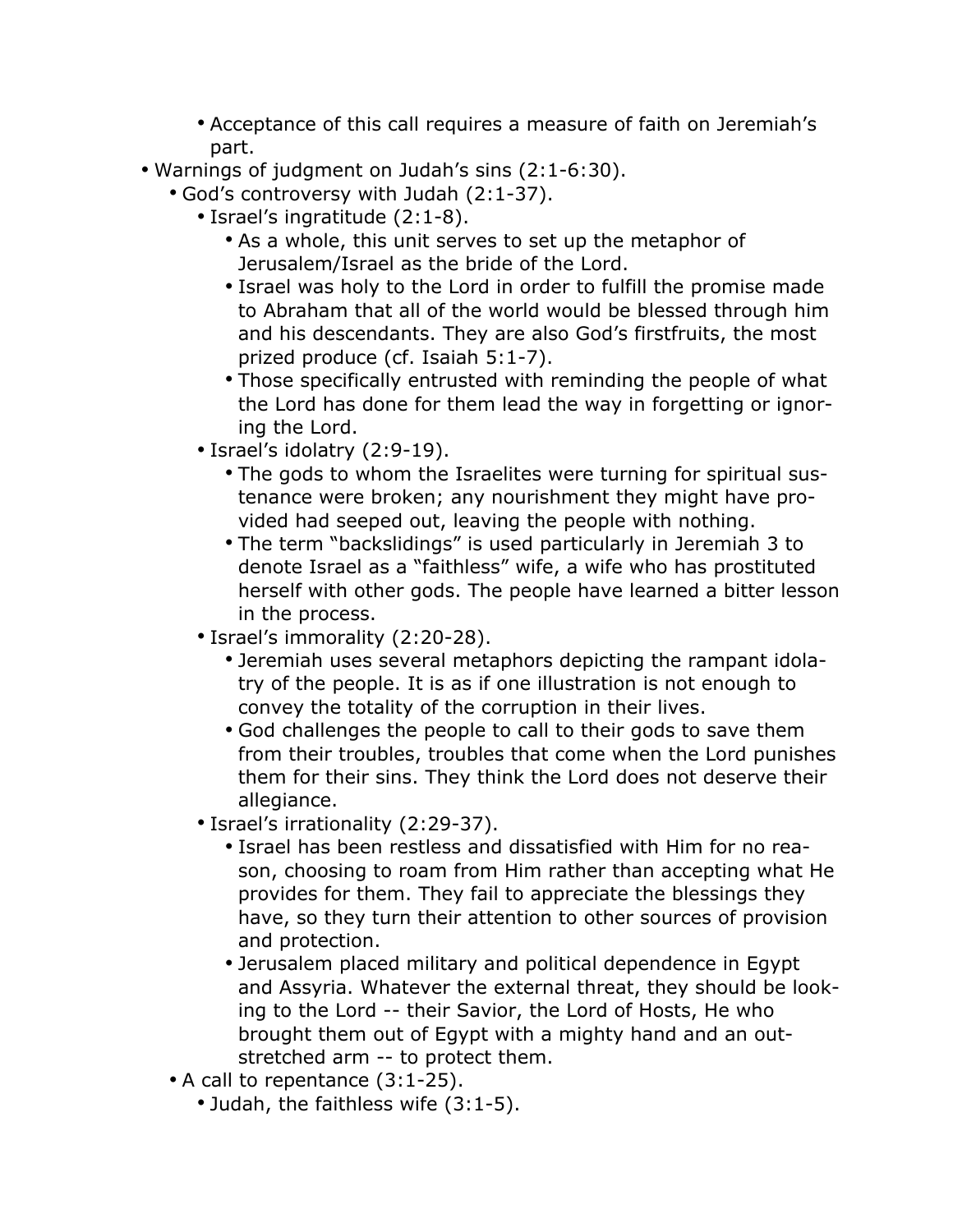- Acceptance of this call requires a measure of faith on Jeremiah's part.
- Warnings of judgment on Judah's sins (2:1-6:30).
  - God's controversy with Judah (2:1-37).
    - Israel's ingratitude (2:1-8).
      - As a whole, this unit serves to set up the metaphor of Jerusalem/Israel as the bride of the Lord.
      - Israel was holy to the Lord in order to fulfill the promise made to Abraham that all of the world would be blessed through him and his descendants. They are also God's firstfruits, the most prized produce (cf. Isaiah 5:1-7).
      - Those specifically entrusted with reminding the people of what the Lord has done for them lead the way in forgetting or ignoring the Lord.
    - Israel's idolatry (2:9-19).
      - The gods to whom the Israelites were turning for spiritual sustenance were broken; any nourishment they might have provided had seeped out, leaving the people with nothing.
      - The term "backslidings" is used particularly in Jeremiah 3 to denote Israel as a "faithless" wife, a wife who has prostituted herself with other gods. The people have learned a bitter lesson in the process.
    - Israel's immorality (2:20-28).
      - Jeremiah uses several metaphors depicting the rampant idolatry of the people. It is as if one illustration is not enough to convey the totality of the corruption in their lives.
      - God challenges the people to call to their gods to save them from their troubles, troubles that come when the Lord punishes them for their sins. They think the Lord does not deserve their allegiance.
    - Israel's irrationality (2:29-37).
      - Israel has been restless and dissatisfied with Him for no reason, choosing to roam from Him rather than accepting what He provides for them. They fail to appreciate the blessings they have, so they turn their attention to other sources of provision and protection.
      - Jerusalem placed military and political dependence in Egypt and Assyria. Whatever the external threat, they should be looking to the Lord -- their Savior, the Lord of Hosts, He who brought them out of Egypt with a mighty hand and an outstretched arm -- to protect them.
  - A call to repentance (3:1-25).
    - Judah, the faithless wife (3:1-5).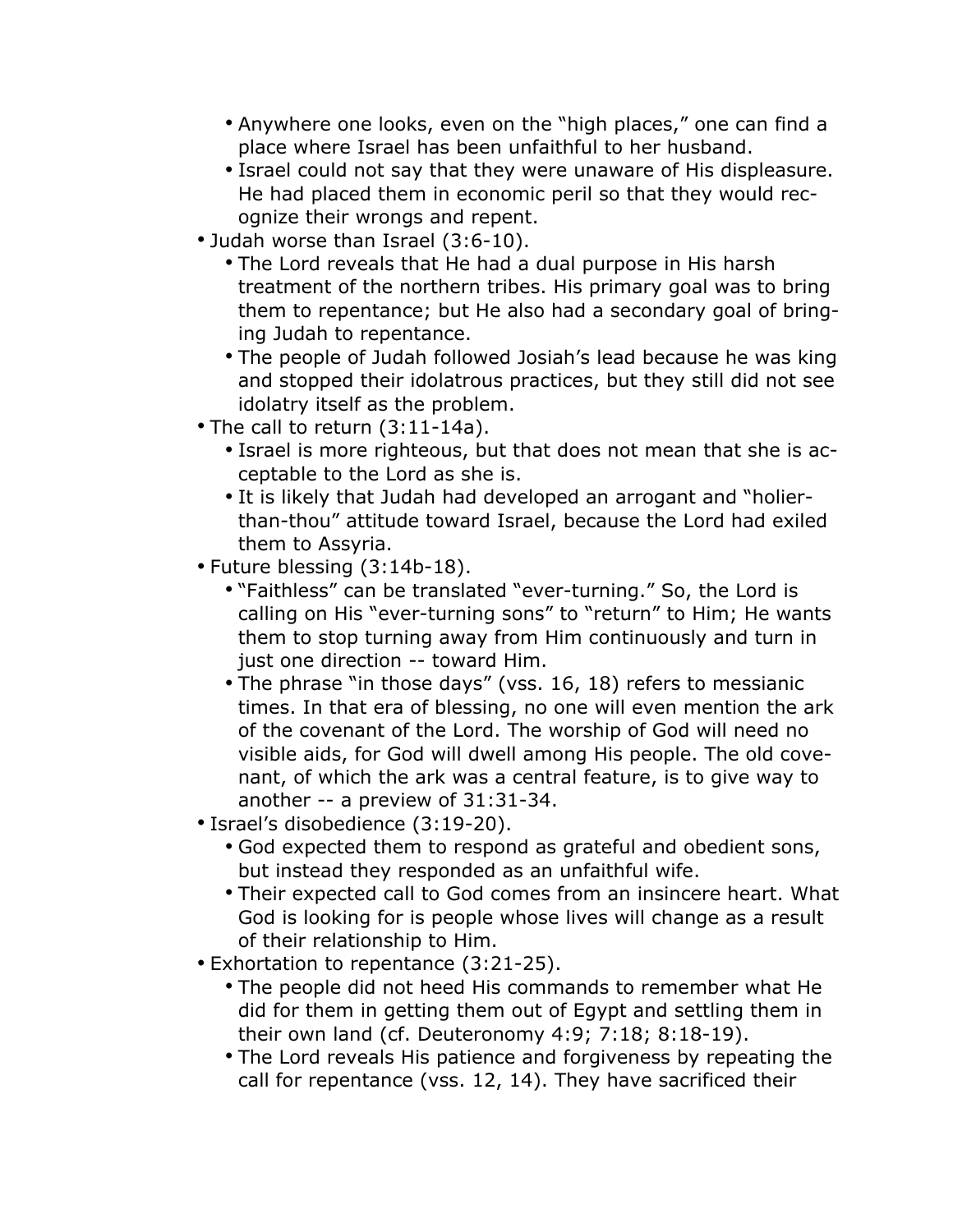- Anywhere one looks, even on the "high places," one can find a place where Israel has been unfaithful to her husband.
  - Israel could not say that they were unaware of His displeasure. He had placed them in economic peril so that they would recognize their wrongs and repent.
- Judah worse than Israel (3:6-10).
  - The Lord reveals that He had a dual purpose in His harsh treatment of the northern tribes. His primary goal was to bring them to repentance; but He also had a secondary goal of bringing Judah to repentance.
  - The people of Judah followed Josiah's lead because he was king and stopped their idolatrous practices, but they still did not see idolatry itself as the problem.
- The call to return (3:11-14a).
  - Israel is more righteous, but that does not mean that she is acceptable to the Lord as she is.
  - It is likely that Judah had developed an arrogant and "holier-than-thou" attitude toward Israel, because the Lord had exiled them to Assyria.
- Future blessing (3:14b-18).
  - "Faithless" can be translated "ever-turning." So, the Lord is calling on His "ever-turning sons" to "return" to Him; He wants them to stop turning away from Him continuously and turn in just one direction -- toward Him.
  - The phrase "in those days" (vss. 16, 18) refers to messianic times. In that era of blessing, no one will even mention the ark of the covenant of the Lord. The worship of God will need no visible aids, for God will dwell among His people. The old covenant, of which the ark was a central feature, is to give way to another -- a preview of 31:31-34.
- Israel's disobedience (3:19-20).
  - God expected them to respond as grateful and obedient sons, but instead they responded as an unfaithful wife.
  - Their expected call to God comes from an insincere heart. What God is looking for is people whose lives will change as a result of their relationship to Him.
- Exhortation to repentance (3:21-25).
  - The people did not heed His commands to remember what He did for them in getting them out of Egypt and settling them in their own land (cf. Deuteronomy 4:9; 7:18; 8:18-19).
  - The Lord reveals His patience and forgiveness by repeating the call for repentance (vss. 12, 14). They have sacrificed their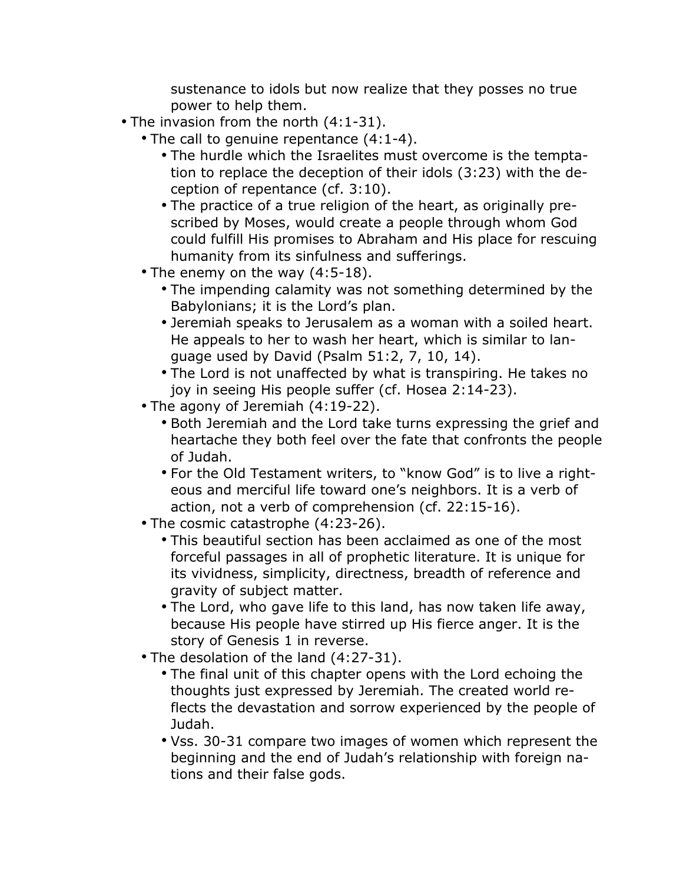- sustenance to idols but now realize that they posses no true power to help them.
- The invasion from the north (4:1-31).
  - The call to genuine repentance (4:1-4).
    - The hurdle which the Israelites must overcome is the temptation to replace the deception of their idols (3:23) with the deception of repentance (cf. 3:10).
    - The practice of a true religion of the heart, as originally prescribed by Moses, would create a people through whom God could fulfill His promises to Abraham and His place for rescuing humanity from its sinfulness and sufferings.
  - The enemy on the way (4:5-18).
    - The impending calamity was not something determined by the Babylonians; it is the Lord's plan.
    - Jeremiah speaks to Jerusalem as a woman with a soiled heart. He appeals to her to wash her heart, which is similar to language used by David (Psalm 51:2, 7, 10, 14).
    - The Lord is not unaffected by what is transpiring. He takes no joy in seeing His people suffer (cf. Hosea 2:14-23).
  - The agony of Jeremiah (4:19-22).
    - Both Jeremiah and the Lord take turns expressing the grief and heartache they both feel over the fate that confronts the people of Judah.
    - For the Old Testament writers, to "know God" is to live a righteous and merciful life toward one's neighbors. It is a verb of action, not a verb of comprehension (cf. 22:15-16).
  - The cosmic catastrophe (4:23-26).
    - This beautiful section has been acclaimed as one of the most forceful passages in all of prophetic literature. It is unique for its vividness, simplicity, directness, breadth of reference and gravity of subject matter.
    - The Lord, who gave life to this land, has now taken life away, because His people have stirred up His fierce anger. It is the story of Genesis 1 in reverse.
  - The desolation of the land (4:27-31).
    - The final unit of this chapter opens with the Lord echoing the thoughts just expressed by Jeremiah. The created world reflects the devastation and sorrow experienced by the people of Judah.
    - Vss. 30-31 compare two images of women which represent the beginning and the end of Judah's relationship with foreign nations and their false gods.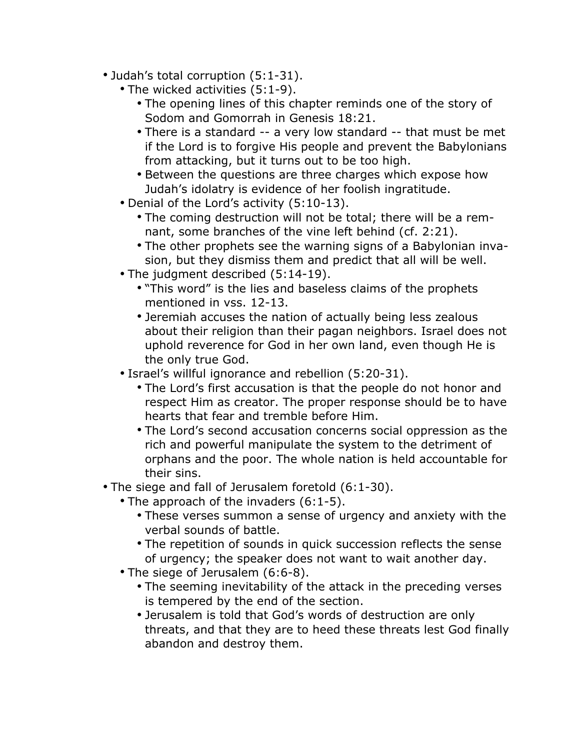- Judah's total corruption (5:1-31).
    - The wicked activities (5:1-9).
        - The opening lines of this chapter reminds one of the story of Sodom and Gomorrah in Genesis 18:21.
        - There is a standard -- a very low standard -- that must be met if the Lord is to forgive His people and prevent the Babylonians from attacking, but it turns out to be too high.
        - Between the questions are three charges which expose how Judah's idolatry is evidence of her foolish ingratitude.
    - Denial of the Lord's activity (5:10-13).
        - The coming destruction will not be total; there will be a remnant, some branches of the vine left behind (cf. 2:21).
        - The other prophets see the warning signs of a Babylonian invasion, but they dismiss them and predict that all will be well.
    - The judgment described (5:14-19).
        - "This word" is the lies and baseless claims of the prophets mentioned in vss. 12-13.
        - Jeremiah accuses the nation of actually being less zealous about their religion than their pagan neighbors. Israel does not uphold reverence for God in her own land, even though He is the only true God.
    - Israel's willful ignorance and rebellion (5:20-31).
        - The Lord's first accusation is that the people do not honor and respect Him as creator. The proper response should be to have hearts that fear and tremble before Him.
        - The Lord's second accusation concerns social oppression as the rich and powerful manipulate the system to the detriment of orphans and the poor. The whole nation is held accountable for their sins.
- The siege and fall of Jerusalem foretold (6:1-30).
    - The approach of the invaders (6:1-5).
        - These verses summon a sense of urgency and anxiety with the verbal sounds of battle.
        - The repetition of sounds in quick succession reflects the sense of urgency; the speaker does not want to wait another day.
    - The siege of Jerusalem (6:6-8).
        - The seeming inevitability of the attack in the preceding verses is tempered by the end of the section.
        - Jerusalem is told that God's words of destruction are only threats, and that they are to heed these threats lest God finally abandon and destroy them.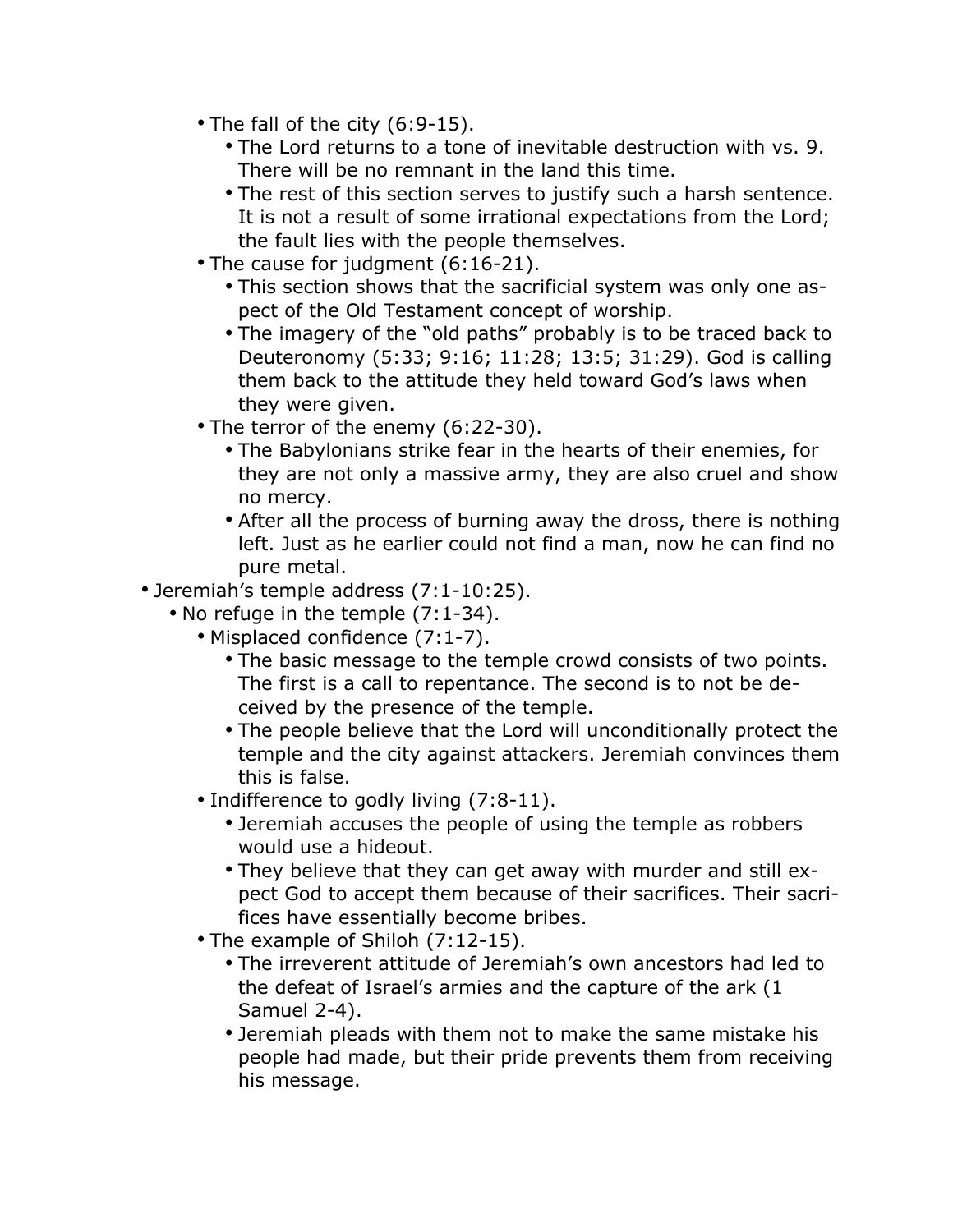- The fall of the city (6:9-15).
    - The Lord returns to a tone of inevitable destruction with vs. 9. There will be no remnant in the land this time.
    - The rest of this section serves to justify such a harsh sentence. It is not a result of some irrational expectations from the Lord; the fault lies with the people themselves.
- The cause for judgment (6:16-21).
    - This section shows that the sacrificial system was only one aspect of the Old Testament concept of worship.
    - The imagery of the "old paths" probably is to be traced back to Deuteronomy (5:33; 9:16; 11:28; 13:5; 31:29). God is calling them back to the attitude they held toward God's laws when they were given.
- The terror of the enemy (6:22-30).
    - The Babylonians strike fear in the hearts of their enemies, for they are not only a massive army, they are also cruel and show no mercy.
    - After all the process of burning away the dross, there is nothing left. Just as he earlier could not find a man, now he can find no pure metal.

- Jeremiah's temple address (7:1-10:25).
    - No refuge in the temple (7:1-34).
        - Misplaced confidence (7:1-7).
            - The basic message to the temple crowd consists of two points. The first is a call to repentance. The second is to not be deceived by the presence of the temple.
            - The people believe that the Lord will unconditionally protect the temple and the city against attackers. Jeremiah convinces them this is false.
        - Indifference to godly living (7:8-11).
            - Jeremiah accuses the people of using the temple as robbers would use a hideout.
            - They believe that they can get away with murder and still expect God to accept them because of their sacrifices. Their sacrifices have essentially become bribes.
        - The example of Shiloh (7:12-15).
            - The irreverent attitude of Jeremiah's own ancestors had led to the defeat of Israel's armies and the capture of the ark (1 Samuel 2-4).
            - Jeremiah pleads with them not to make the same mistake his people had made, but their pride prevents them from receiving his message.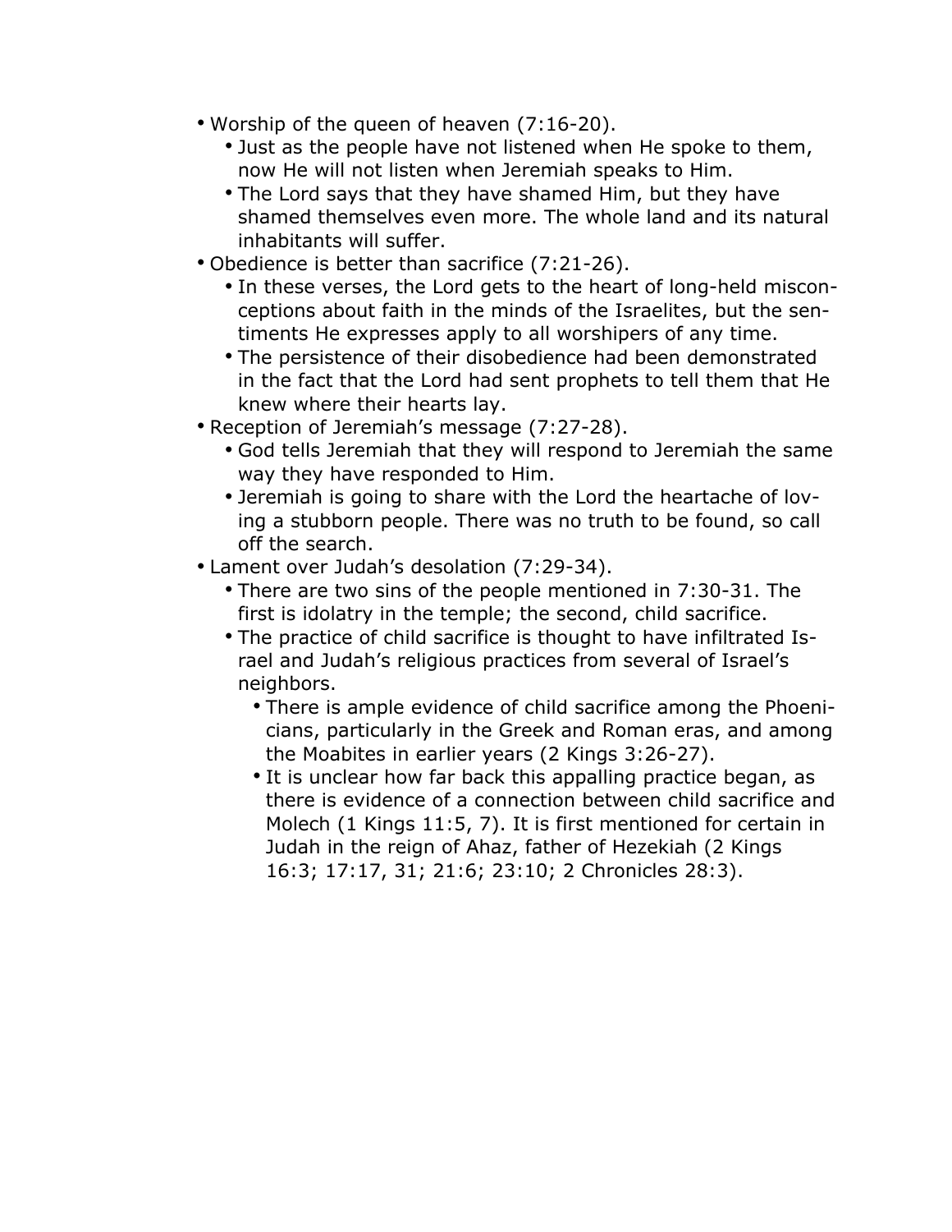- Worship of the queen of heaven (7:16-20).
  - Just as the people have not listened when He spoke to them, now He will not listen when Jeremiah speaks to Him.
  - The Lord says that they have shamed Him, but they have shamed themselves even more. The whole land and its natural inhabitants will suffer.
- Obedience is better than sacrifice (7:21-26).
  - In these verses, the Lord gets to the heart of long-held misconceptions about faith in the minds of the Israelites, but the sentiments He expresses apply to all worshipers of any time.
  - The persistence of their disobedience had been demonstrated in the fact that the Lord had sent prophets to tell them that He knew where their hearts lay.
- Reception of Jeremiah's message (7:27-28).
  - God tells Jeremiah that they will respond to Jeremiah the same way they have responded to Him.
  - Jeremiah is going to share with the Lord the heartache of loving a stubborn people. There was no truth to be found, so call off the search.
- Lament over Judah's desolation (7:29-34).
  - There are two sins of the people mentioned in 7:30-31. The first is idolatry in the temple; the second, child sacrifice.
  - The practice of child sacrifice is thought to have infiltrated Israel and Judah's religious practices from several of Israel's neighbors.
    - There is ample evidence of child sacrifice among the Phoenicians, particularly in the Greek and Roman eras, and among the Moabites in earlier years (2 Kings 3:26-27).
    - It is unclear how far back this appalling practice began, as there is evidence of a connection between child sacrifice and Molech (1 Kings 11:5, 7). It is first mentioned for certain in Judah in the reign of Ahaz, father of Hezekiah (2 Kings 16:3; 17:17, 31; 21:6; 23:10; 2 Chronicles 28:3).